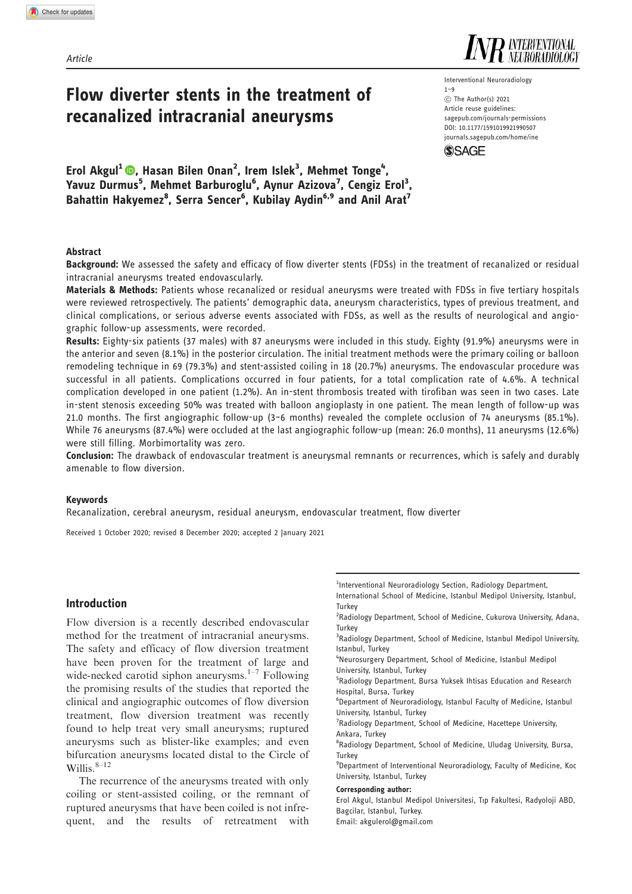Article

# Flow diverter stents in the treatment of recanalized intracranial aneurysms

Interventional Neuroradiology
1–9
© The Author(s) 2021
Article reuse guidelines:
sagepub.com/journals-permissions
DOI: 10.1177/1591019921990507
journals.sagepub.com/home/ine

**Erol Akgul[1], Hasan Bilen Onan[2], Irem Islek[3], Mehmet Tonge[4], Yavuz Durmus[5], Mehmet Barburoglu[6], Aynur Azizova[7], Cengiz Erol[3], Bahattin Hakyemez[8], Serra Sencer[6], Kubilay Aydin[6,9] and Anil Arat[7]**

## Abstract

**Background:** We assessed the safety and efficacy of flow diverter stents (FDSs) in the treatment of recanalized or residual intracranial aneurysms treated endovascularly.

**Materials & Methods:** Patients whose recanalized or residual aneurysms were treated with FDSs in five tertiary hospitals were reviewed retrospectively. The patients' demographic data, aneurysm characteristics, types of previous treatment, and clinical complications, or serious adverse events associated with FDSs, as well as the results of neurological and angiographic follow-up assessments, were recorded.

**Results:** Eighty-six patients (37 males) with 87 aneurysms were included in this study. Eighty (91.9%) aneurysms were in the anterior and seven (8.1%) in the posterior circulation. The initial treatment methods were the primary coiling or balloon remodeling technique in 69 (79.3%) and stent-assisted coiling in 18 (20.7%) aneurysms. The endovascular procedure was successful in all patients. Complications occurred in four patients, for a total complication rate of 4.6%. A technical complication developed in one patient (1.2%). An in-stent thrombosis treated with tirofiban was seen in two cases. Late in-stent stenosis exceeding 50% was treated with balloon angioplasty in one patient. The mean length of follow-up was 21.0 months. The first angiographic follow-up (3–6 months) revealed the complete occlusion of 74 aneurysms (85.1%). While 76 aneurysms (87.4%) were occluded at the last angiographic follow-up (mean: 26.0 months), 11 aneurysms (12.6%) were still filling. Morbimortality was zero.

**Conclusion:** The drawback of endovascular treatment is aneurysmal remnants or recurrences, which is safely and durably amenable to flow diversion.

### Keywords

Recanalization, cerebral aneurysm, residual aneurysm, endovascular treatment, flow diverter

Received 1 October 2020; revised 8 December 2020; accepted 2 January 2021

## Introduction

Flow diversion is a recently described endovascular method for the treatment of intracranial aneurysms. The safety and efficacy of flow diversion treatment have been proven for the treatment of large and wide-necked carotid siphon aneurysms.[1–7] Following the promising results of the studies that reported the clinical and angiographic outcomes of flow diversion treatment, flow diversion treatment was recently found to help treat very small aneurysms; ruptured aneurysms such as blister-like examples; and even bifurcation aneurysms located distal to the Circle of Willis.[8–12]

The recurrence of the aneurysms treated with only coiling or stent-assisted coiling, or the remnant of ruptured aneurysms that have been coiled is not infrequent, and the results of retreatment with

[1]Interventional Neuroradiology Section, Radiology Department, International School of Medicine, Istanbul Medipol University, Istanbul, Turkey
[2]Radiology Department, School of Medicine, Cukurova University, Adana, Turkey
[3]Radiology Department, School of Medicine, Istanbul Medipol University, Istanbul, Turkey
[4]Neurosurgery Department, School of Medicine, Istanbul Medipol University, Istanbul, Turkey
[5]Radiology Department, Bursa Yuksek Ihtisas Education and Research Hospital, Bursa, Turkey
[6]Department of Neuroradiology, Istanbul Faculty of Medicine, Istanbul University, Istanbul, Turkey
[7]Radiology Department, School of Medicine, Hacettepe University, Ankara, Turkey
[8]Radiology Department, School of Medicine, Uludag University, Bursa, Turkey
[9]Department of Interventional Neuroradiology, Faculty of Medicine, Koc University, Istanbul, Turkey

**Corresponding author:**
Erol Akgul, Istanbul Medipol Universitesi, Tıp Fakultesi, Radyoloji ABD, Bagcilar, Istanbul, Turkey.
Email: akgulerol@gmail.com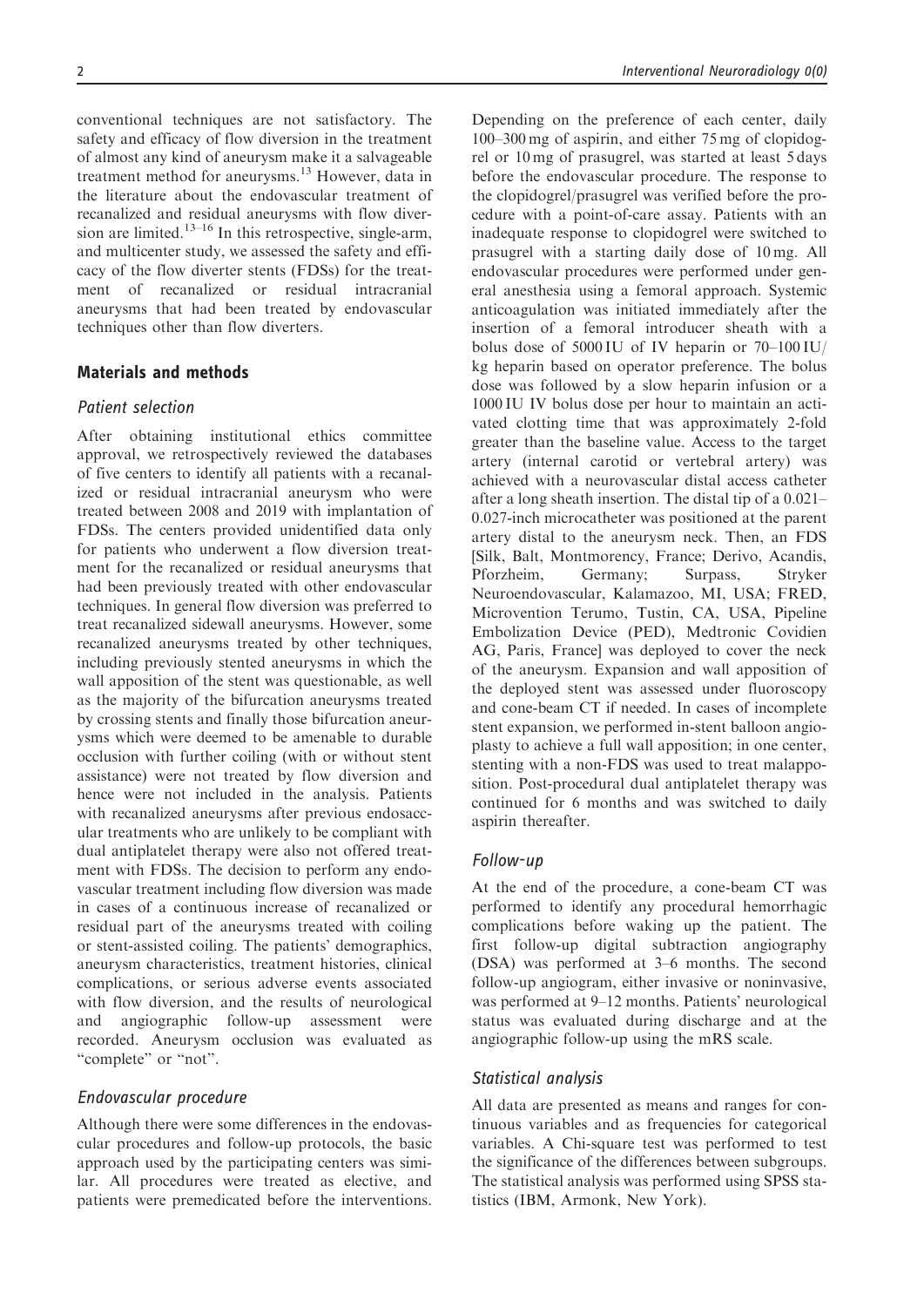conventional techniques are not satisfactory. The safety and efficacy of flow diversion in the treatment of almost any kind of aneurysm make it a salvageable treatment method for aneurysms.[13] However, data in the literature about the endovascular treatment of recanalized and residual aneurysms with flow diversion are limited.[13–16] In this retrospective, single-arm, and multicenter study, we assessed the safety and efficacy of the flow diverter stents (FDSs) for the treatment of recanalized or residual intracranial aneurysms that had been treated by endovascular techniques other than flow diverters.

## Materials and methods

### Patient selection

After obtaining institutional ethics committee approval, we retrospectively reviewed the databases of five centers to identify all patients with a recanalized or residual intracranial aneurysm who were treated between 2008 and 2019 with implantation of FDSs. The centers provided unidentified data only for patients who underwent a flow diversion treatment for the recanalized or residual aneurysms that had been previously treated with other endovascular techniques. In general flow diversion was preferred to treat recanalized sidewall aneurysms. However, some recanalized aneurysms treated by other techniques, including previously stented aneurysms in which the wall apposition of the stent was questionable, as well as the majority of the bifurcation aneurysms treated by crossing stents and finally those bifurcation aneurysms which were deemed to be amenable to durable occlusion with further coiling (with or without stent assistance) were not treated by flow diversion and hence were not included in the analysis. Patients with recanalized aneurysms after previous endosaccular treatments who are unlikely to be compliant with dual antiplatelet therapy were also not offered treatment with FDSs. The decision to perform any endovascular treatment including flow diversion was made in cases of a continuous increase of recanalized or residual part of the aneurysms treated with coiling or stent-assisted coiling. The patients' demographics, aneurysm characteristics, treatment histories, clinical complications, or serious adverse events associated with flow diversion, and the results of neurological and angiographic follow-up assessment were recorded. Aneurysm occlusion was evaluated as "complete" or "not".

### Endovascular procedure

Although there were some differences in the endovascular procedures and follow-up protocols, the basic approach used by the participating centers was similar. All procedures were treated as elective, and patients were premedicated before the interventions. Depending on the preference of each center, daily 100–300 mg of aspirin, and either 75 mg of clopidogrel or 10 mg of prasugrel, was started at least 5 days before the endovascular procedure. The response to the clopidogrel/prasugrel was verified before the procedure with a point-of-care assay. Patients with an inadequate response to clopidogrel were switched to prasugrel with a starting daily dose of 10 mg. All endovascular procedures were performed under general anesthesia using a femoral approach. Systemic anticoagulation was initiated immediately after the insertion of a femoral introducer sheath with a bolus dose of 5000 IU of IV heparin or 70–100 IU/kg heparin based on operator preference. The bolus dose was followed by a slow heparin infusion or a 1000 IU IV bolus dose per hour to maintain an activated clotting time that was approximately 2-fold greater than the baseline value. Access to the target artery (internal carotid or vertebral artery) was achieved with a neurovascular distal access catheter after a long sheath insertion. The distal tip of a 0.021–0.027-inch microcatheter was positioned at the parent artery distal to the aneurysm neck. Then, an FDS [Silk, Balt, Montmorency, France; Derivo, Acandis, Pforzheim, Germany; Surpass, Stryker Neuroendovascular, Kalamazoo, MI, USA; FRED, Microvention Terumo, Tustin, CA, USA, Pipeline Embolization Device (PED), Medtronic Covidien AG, Paris, France] was deployed to cover the neck of the aneurysm. Expansion and wall apposition of the deployed stent was assessed under fluoroscopy and cone-beam CT if needed. In cases of incomplete stent expansion, we performed in-stent balloon angioplasty to achieve a full wall apposition; in one center, stenting with a non-FDS was used to treat malapposition. Post-procedural dual antiplatelet therapy was continued for 6 months and was switched to daily aspirin thereafter.

### Follow-up

At the end of the procedure, a cone-beam CT was performed to identify any procedural hemorrhagic complications before waking up the patient. The first follow-up digital subtraction angiography (DSA) was performed at 3–6 months. The second follow-up angiogram, either invasive or noninvasive, was performed at 9–12 months. Patients' neurological status was evaluated during discharge and at the angiographic follow-up using the mRS scale.

### Statistical analysis

All data are presented as means and ranges for continuous variables and as frequencies for categorical variables. A Chi-square test was performed to test the significance of the differences between subgroups. The statistical analysis was performed using SPSS statistics (IBM, Armonk, New York).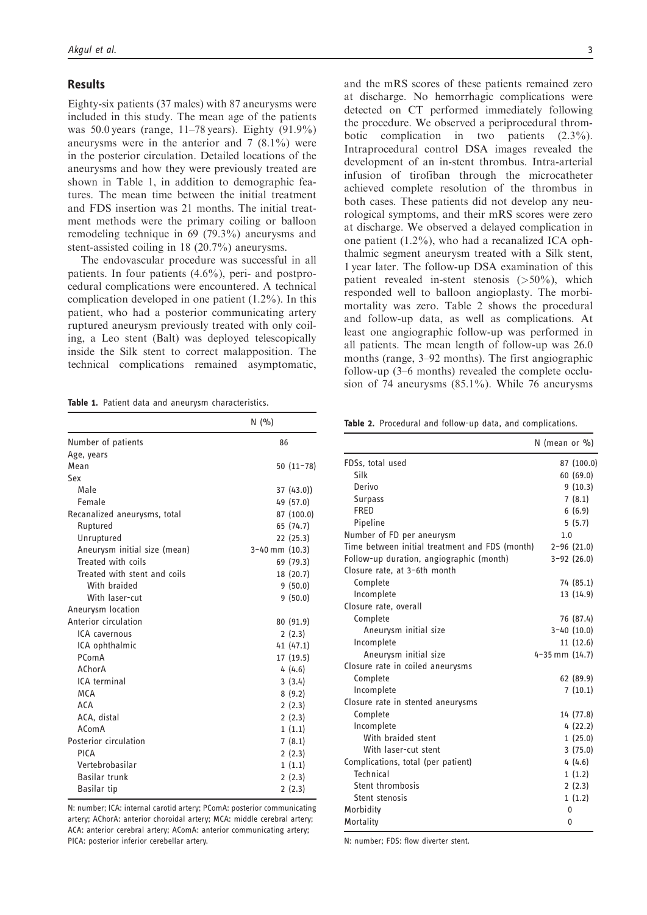## Results

Eighty-six patients (37 males) with 87 aneurysms were included in this study. The mean age of the patients was 50.0 years (range, 11–78 years). Eighty (91.9%) aneurysms were in the anterior and 7 (8.1%) were in the posterior circulation. Detailed locations of the aneurysms and how they were previously treated are shown in Table 1, in addition to demographic features. The mean time between the initial treatment and FDS insertion was 21 months. The initial treatment methods were the primary coiling or balloon remodeling technique in 69 (79.3%) aneurysms and stent-assisted coiling in 18 (20.7%) aneurysms.

The endovascular procedure was successful in all patients. In four patients (4.6%), peri- and postprocedural complications were encountered. A technical complication developed in one patient (1.2%). In this patient, who had a posterior communicating artery ruptured aneurysm previously treated with only coiling, a Leo stent (Balt) was deployed telescopically inside the Silk stent to correct malapposition. The technical complications remained asymptomatic, and the mRS scores of these patients remained zero at discharge. No hemorrhagic complications were detected on CT performed immediately following the procedure. We observed a periprocedural thrombotic complication in two patients (2.3%). Intraprocedural control DSA images revealed the development of an in-stent thrombus. Intra-arterial infusion of tirofiban through the microcatheter achieved complete resolution of the thrombus in both cases. These patients did not develop any neurological symptoms, and their mRS scores were zero at discharge. We observed a delayed complication in one patient (1.2%), who had a recanalized ICA ophthalmic segment aneurysm treated with a Silk stent, 1 year later. The follow-up DSA examination of this patient revealed in-stent stenosis (>50%), which responded well to balloon angioplasty. The morbimortality was zero. Table 2 shows the procedural and follow-up data, as well as complications. At least one angiographic follow-up was performed in all patients. The mean length of follow-up was 26.0 months (range, 3–92 months). The first angiographic follow-up (3–6 months) revealed the complete occlusion of 74 aneurysms (85.1%). While 76 aneurysms

**Table 1.** Patient data and aneurysm characteristics.

| | N (%) |
|---|---|
| Number of patients | 86 |
| Age, years | |
| Mean | 50 (11–78) |
| Sex | |
| Male | 37 (43.0)) |
| Female | 49 (57.0) |
| Recanalized aneurysms, total | 87 (100.0) |
| Ruptured | 65 (74.7) |
| Unruptured | 22 (25.3) |
| Aneurysm initial size (mean) | 3–40 mm (10.3) |
| Treated with coils | 69 (79.3) |
| Treated with stent and coils | 18 (20.7) |
| With braided | 9 (50.0) |
| With laser-cut | 9 (50.0) |
| Aneurysm location | |
| Anterior circulation | 80 (91.9) |
| ICA cavernous | 2 (2.3) |
| ICA ophthalmic | 41 (47.1) |
| PComA | 17 (19.5) |
| AChorA | 4 (4.6) |
| ICA terminal | 3 (3.4) |
| MCA | 8 (9.2) |
| ACA | 2 (2.3) |
| ACA, distal | 2 (2.3) |
| AComA | 1 (1.1) |
| Posterior circulation | 7 (8.1) |
| PICA | 2 (2.3) |
| Vertebrobasilar | 1 (1.1) |
| Basilar trunk | 2 (2.3) |
| Basilar tip | 2 (2.3) |

N: number; ICA: internal carotid artery; PComA: posterior communicating artery; AChorA: anterior choroidal artery; MCA: middle cerebral artery; ACA: anterior cerebral artery; AComA: anterior communicating artery; PICA: posterior inferior cerebellar artery.

**Table 2.** Procedural and follow-up data, and complications.

| | N (mean or %) |
|---|---|
| FDSs, total used | 87 (100.0) |
| Silk | 60 (69.0) |
| Derivo | 9 (10.3) |
| Surpass | 7 (8.1) |
| FRED | 6 (6.9) |
| Pipeline | 5 (5.7) |
| Number of FD per aneurysm | 1.0 |
| Time between initial treatment and FDS (month) | 2–96 (21.0) |
| Follow-up duration, angiographic (month) | 3–92 (26.0) |
| Closure rate, at 3–6th month | |
| Complete | 74 (85.1) |
| Incomplete | 13 (14.9) |
| Closure rate, overall | |
| Complete | 76 (87.4) |
| Aneurysm initial size | 3–40 (10.0) |
| Incomplete | 11 (12.6) |
| Aneurysm initial size | 4–35 mm (14.7) |
| Closure rate in coiled aneurysms | |
| Complete | 62 (89.9) |
| Incomplete | 7 (10.1) |
| Closure rate in stented aneurysms | |
| Complete | 14 (77.8) |
| Incomplete | 4 (22.2) |
| With braided stent | 1 (25.0) |
| With laser-cut stent | 3 (75.0) |
| Complications, total (per patient) | 4 (4.6) |
| Technical | 1 (1.2) |
| Stent thrombosis | 2 (2.3) |
| Stent stenosis | 1 (1.2) |
| Morbidity | 0 |
| Mortality | 0 |

N: number; FDS: flow diverter stent.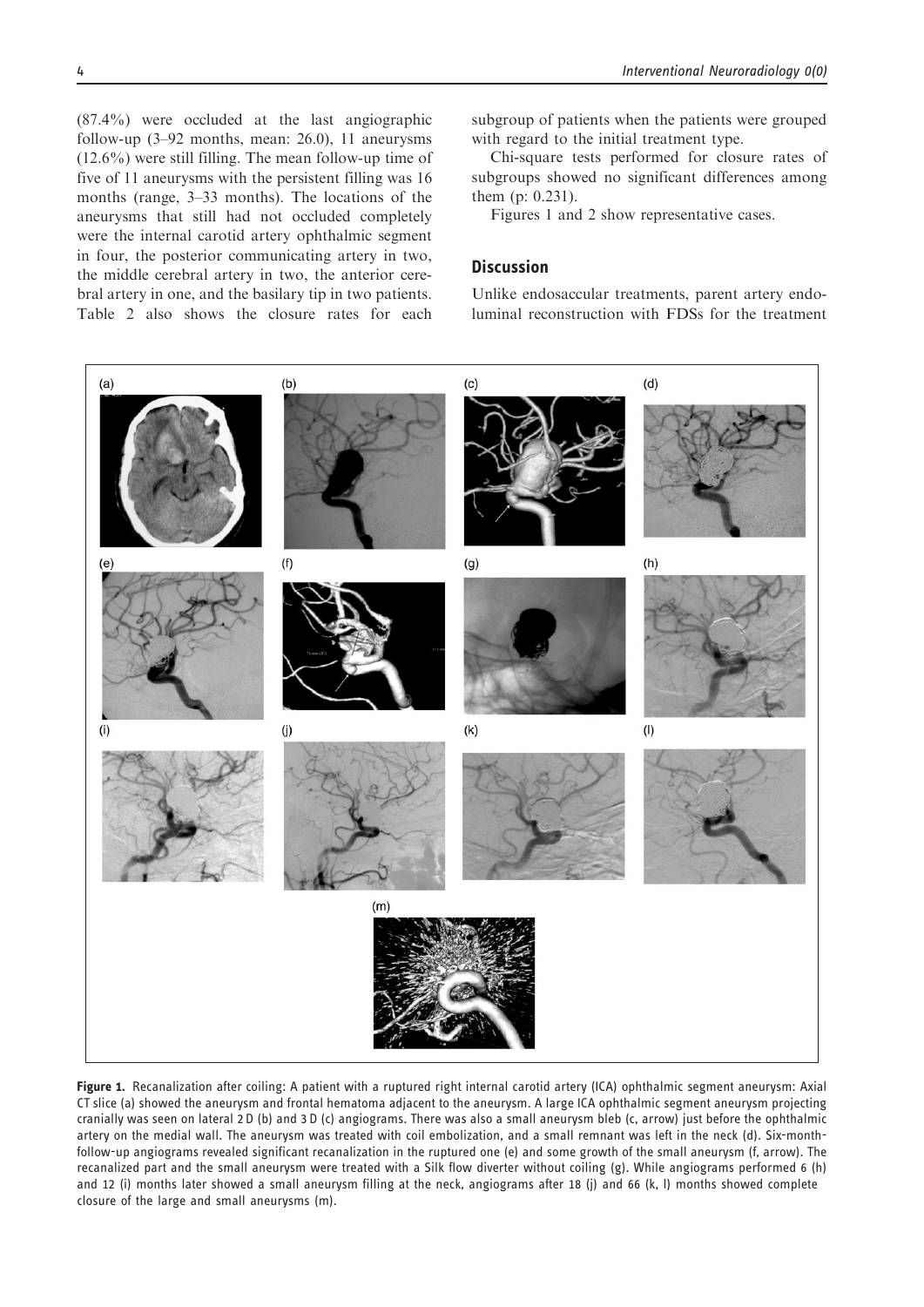(87.4%) were occluded at the last angiographic follow-up (3–92 months, mean: 26.0), 11 aneurysms (12.6%) were still filling. The mean follow-up time of five of 11 aneurysms with the persistent filling was 16 months (range, 3–33 months). The locations of the aneurysms that still had not occluded completely were the internal carotid artery ophthalmic segment in four, the posterior communicating artery in two, the middle cerebral artery in two, the anterior cerebral artery in one, and the basilary tip in two patients. Table 2 also shows the closure rates for each subgroup of patients when the patients were grouped with regard to the initial treatment type.

Chi-square tests performed for closure rates of subgroups showed no significant differences among them (p: 0.231).

Figures 1 and 2 show representative cases.

## Discussion

Unlike endosaccular treatments, parent artery endoluminal reconstruction with FDSs for the treatment

**Figure 1.** Recanalization after coiling: A patient with a ruptured right internal carotid artery (ICA) ophthalmic segment aneurysm: Axial CT slice (a) showed the aneurysm and frontal hematoma adjacent to the aneurysm. A large ICA ophthalmic segment aneurysm projecting cranially was seen on lateral 2 D (b) and 3 D (c) angiograms. There was also a small aneurysm bleb (c, arrow) just before the ophthalmic artery on the medial wall. The aneurysm was treated with coil embolization, and a small remnant was left in the neck (d). Six-month-follow-up angiograms revealed significant recanalization in the ruptured one (e) and some growth of the small aneurysm (f, arrow). The recanalized part and the small aneurysm were treated with a Silk flow diverter without coiling (g). While angiograms performed 6 (h) and 12 (i) months later showed a small aneurysm filling at the neck, angiograms after 18 (j) and 66 (k, l) months showed complete closure of the large and small aneurysms (m).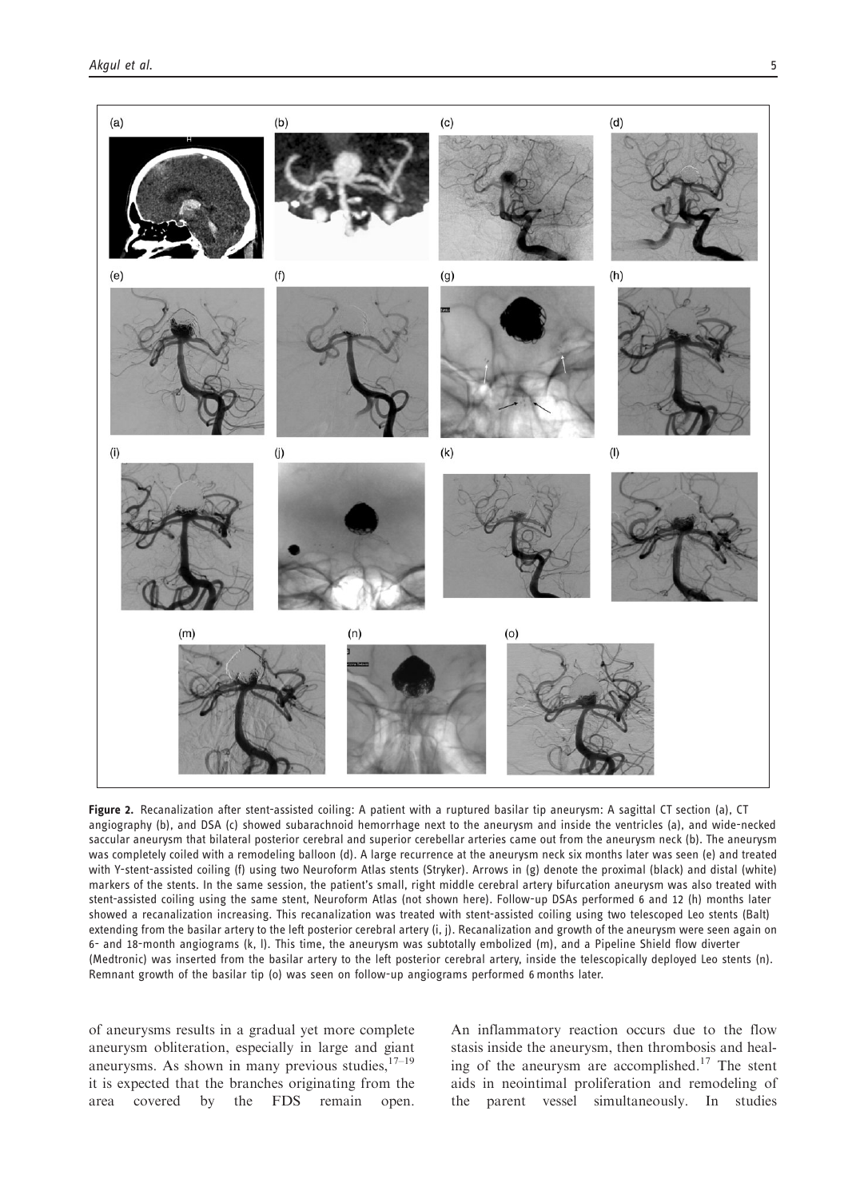**Figure 2.** Recanalization after stent-assisted coiling: A patient with a ruptured basilar tip aneurysm: A sagittal CT section (a), CT angiography (b), and DSA (c) showed subarachnoid hemorrhage next to the aneurysm and inside the ventricles (a), and wide-necked saccular aneurysm that bilateral posterior cerebral and superior cerebellar arteries came out from the aneurysm neck (b). The aneurysm was completely coiled with a remodeling balloon (d). A large recurrence at the aneurysm neck six months later was seen (e) and treated with Y-stent-assisted coiling (f) using two Neuroform Atlas stents (Stryker). Arrows in (g) denote the proximal (black) and distal (white) markers of the stents. In the same session, the patient's small, right middle cerebral artery bifurcation aneurysm was also treated with stent-assisted coiling using the same stent, Neuroform Atlas (not shown here). Follow-up DSAs performed 6 and 12 (h) months later showed a recanalization increasing. This recanalization was treated with stent-assisted coiling using two telescoped Leo stents (Balt) extending from the basilar artery to the left posterior cerebral artery (i, j). Recanalization and growth of the aneurysm were seen again on 6- and 18-month angiograms (k, l). This time, the aneurysm was subtotally embolized (m), and a Pipeline Shield flow diverter (Medtronic) was inserted from the basilar artery to the left posterior cerebral artery, inside the telescopically deployed Leo stents (n). Remnant growth of the basilar tip (o) was seen on follow-up angiograms performed 6 months later.

of aneurysms results in a gradual yet more complete aneurysm obliteration, especially in large and giant aneurysms. As shown in many previous studies,[17–19] it is expected that the branches originating from the area covered by the FDS remain open. An inflammatory reaction occurs due to the flow stasis inside the aneurysm, then thrombosis and healing of the aneurysm are accomplished.[17] The stent aids in neointimal proliferation and remodeling of the parent vessel simultaneously. In studies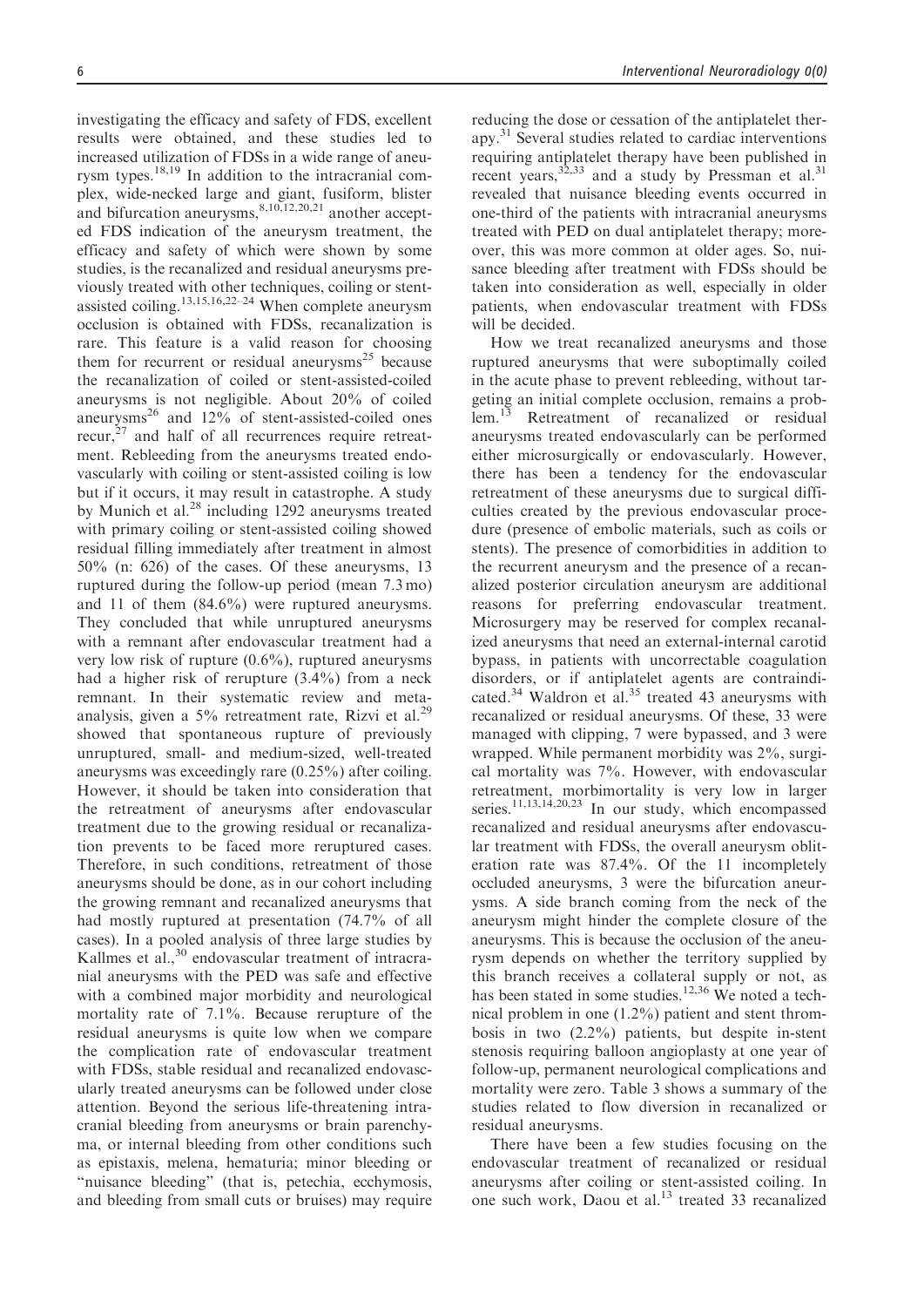investigating the efficacy and safety of FDS, excellent results were obtained, and these studies led to increased utilization of FDSs in a wide range of aneurysm types.[18,19] In addition to the intracranial complex, wide-necked large and giant, fusiform, blister and bifurcation aneurysms,[8,10,12,20,21] another accepted FDS indication of the aneurysm treatment, the efficacy and safety of which were shown by some studies, is the recanalized and residual aneurysms previously treated with other techniques, coiling or stent-assisted coiling.[13,15,16,22–24] When complete aneurysm occlusion is obtained with FDSs, recanalization is rare. This feature is a valid reason for choosing them for recurrent or residual aneurysms[25] because the recanalization of coiled or stent-assisted-coiled aneurysms is not negligible. About 20% of coiled aneurysms[26] and 12% of stent-assisted-coiled ones recur,[27] and half of all recurrences require retreatment. Rebleeding from the aneurysms treated endovascularly with coiling or stent-assisted coiling is low but if it occurs, it may result in catastrophe. A study by Munich et al.[28] including 1292 aneurysms treated with primary coiling or stent-assisted coiling showed residual filling immediately after treatment in almost 50% (n: 626) of the cases. Of these aneurysms, 13 ruptured during the follow-up period (mean 7.3 mo) and 11 of them (84.6%) were ruptured aneurysms. They concluded that while unruptured aneurysms with a remnant after endovascular treatment had a very low risk of rupture (0.6%), ruptured aneurysms had a higher risk of rerupture (3.4%) from a neck remnant. In their systematic review and meta-analysis, given a 5% retreatment rate, Rizvi et al.[29] showed that spontaneous rupture of previously unruptured, small- and medium-sized, well-treated aneurysms was exceedingly rare (0.25%) after coiling. However, it should be taken into consideration that the retreatment of aneurysms after endovascular treatment due to the growing residual or recanalization prevents to be faced more reruptured cases. Therefore, in such conditions, retreatment of those aneurysms should be done, as in our cohort including the growing remnant and recanalized aneurysms that had mostly ruptured at presentation (74.7% of all cases). In a pooled analysis of three large studies by Kallmes et al.,[30] endovascular treatment of intracranial aneurysms with the PED was safe and effective with a combined major morbidity and neurological mortality rate of 7.1%. Because rerupture of the residual aneurysms is quite low when we compare the complication rate of endovascular treatment with FDSs, stable residual and recanalized endovascularly treated aneurysms can be followed under close attention. Beyond the serious life-threatening intracranial bleeding from aneurysms or brain parenchyma, or internal bleeding from other conditions such as epistaxis, melena, hematuria; minor bleeding or "nuisance bleeding" (that is, petechia, ecchymosis, and bleeding from small cuts or bruises) may require reducing the dose or cessation of the antiplatelet therapy.[31] Several studies related to cardiac interventions requiring antiplatelet therapy have been published in recent years,[32,33] and a study by Pressman et al.[31] revealed that nuisance bleeding events occurred in one-third of the patients with intracranial aneurysms treated with PED on dual antiplatelet therapy; moreover, this was more common at older ages. So, nuisance bleeding after treatment with FDSs should be taken into consideration as well, especially in older patients, when endovascular treatment with FDSs will be decided.

How we treat recanalized aneurysms and those ruptured aneurysms that were suboptimally coiled in the acute phase to prevent rebleeding, without targeting an initial complete occlusion, remains a problem.[13] Retreatment of recanalized or residual aneurysms treated endovascularly can be performed either microsurgically or endovascularly. However, there has been a tendency for the endovascular retreatment of these aneurysms due to surgical difficulties created by the previous endovascular procedure (presence of embolic materials, such as coils or stents). The presence of comorbidities in addition to the recurrent aneurysm and the presence of a recanalized posterior circulation aneurysm are additional reasons for preferring endovascular treatment. Microsurgery may be reserved for complex recanalized aneurysms that need an external-internal carotid bypass, in patients with uncorrectable coagulation disorders, or if antiplatelet agents are contraindicated.[34] Waldron et al.[35] treated 43 aneurysms with recanalized or residual aneurysms. Of these, 33 were managed with clipping, 7 were bypassed, and 3 were wrapped. While permanent morbidity was 2%, surgical mortality was 7%. However, with endovascular retreatment, morbimortality is very low in larger series.[11,13,14,20,23] In our study, which encompassed recanalized and residual aneurysms after endovascular treatment with FDSs, the overall aneurysm obliteration rate was 87.4%. Of the 11 incompletely occluded aneurysms, 3 were the bifurcation aneurysms. A side branch coming from the neck of the aneurysm might hinder the complete closure of the aneurysms. This is because the occlusion of the aneurysm depends on whether the territory supplied by this branch receives a collateral supply or not, as has been stated in some studies.[12,36] We noted a technical problem in one (1.2%) patient and stent thrombosis in two (2.2%) patients, but despite in-stent stenosis requiring balloon angioplasty at one year of follow-up, permanent neurological complications and mortality were zero. Table 3 shows a summary of the studies related to flow diversion in recanalized or residual aneurysms.

There have been a few studies focusing on the endovascular treatment of recanalized or residual aneurysms after coiling or stent-assisted coiling. In one such work, Daou et al.[13] treated 33 recanalized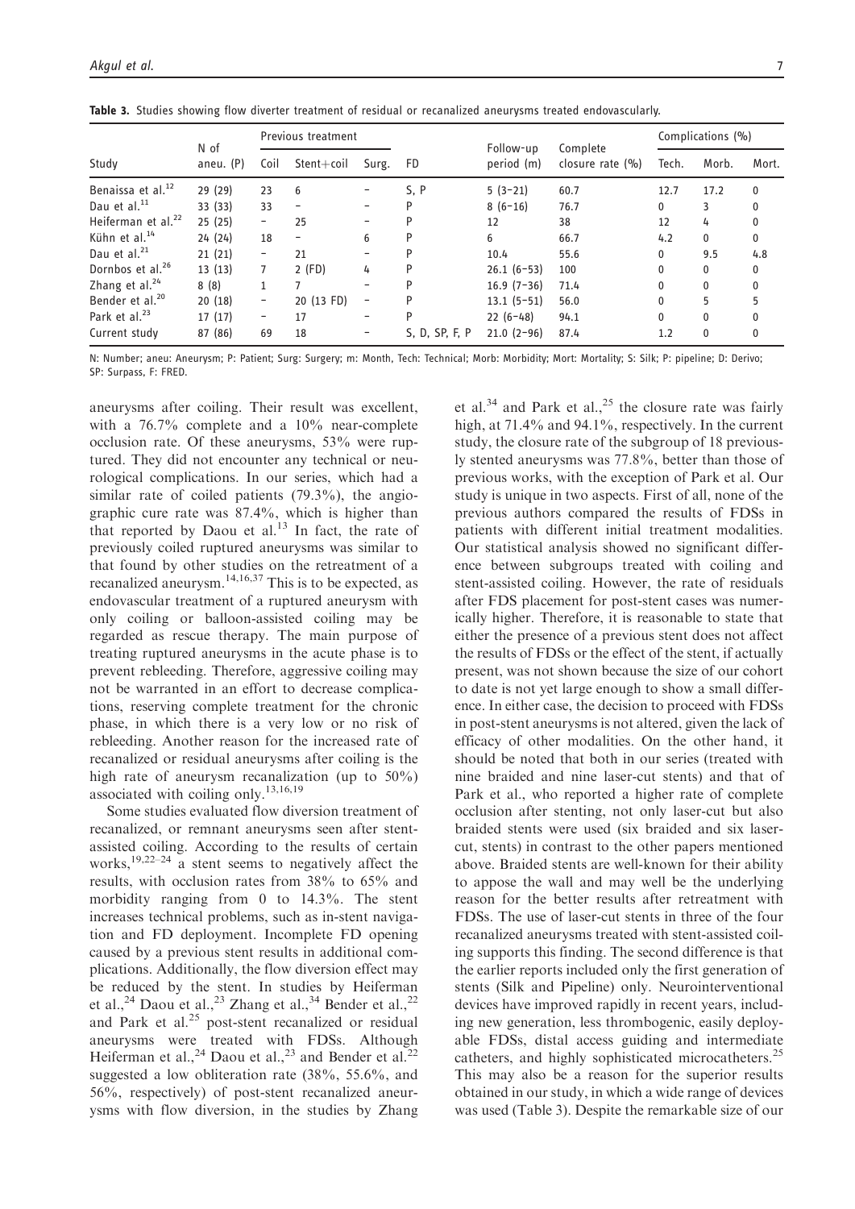**Table 3.** Studies showing flow diverter treatment of residual or recanalized aneurysms treated endovascularly.

| Study | N of aneu. (P) | Previous treatment | | | FD | Follow-up period (m) | Complete closure rate (%) | Complications (%) | | |
|---|---|---|---|---|---|---|---|---|---|---|
| | | Coil | Stent+coil | Surg. | | | | Tech. | Morb. | Mort. |
| Benaissa et al.[12] | 29 (29) | 23 | 6 | – | S, P | 5 (3–21) | 60.7 | 12.7 | 17.2 | 0 |
| Dau et al.[11] | 33 (33) | 33 | – | – | P | 8 (6–16) | 76.7 | 0 | 3 | 0 |
| Heiferman et al.[22] | 25 (25) | – | 25 | – | P | 12 | 38 | 12 | 4 | 0 |
| Kühn et al.[14] | 24 (24) | 18 | – | 6 | P | 6 | 66.7 | 4.2 | 0 | 0 |
| Dau et al.[21] | 21 (21) | – | 21 | – | P | 10.4 | 55.6 | 0 | 9.5 | 4.8 |
| Dornbos et al.[26] | 13 (13) | 7 | 2 (FD) | 4 | P | 26.1 (6–53) | 100 | 0 | 0 | 0 |
| Zhang et al.[24] | 8 (8) | 1 | 7 | – | P | 16.9 (7–36) | 71.4 | 0 | 0 | 0 |
| Bender et al.[20] | 20 (18) | – | 20 (13 FD) | – | P | 13.1 (5–51) | 56.0 | 0 | 5 | 5 |
| Park et al.[23] | 17 (17) | – | 17 | – | P | 22 (6–48) | 94.1 | 0 | 0 | 0 |
| Current study | 87 (86) | 69 | 18 | – | S, D, SP, F, P | 21.0 (2–96) | 87.4 | 1.2 | 0 | 0 |

N: Number; aneu: Aneurysm; P: Patient; Surg: Surgery; m: Month, Tech: Technical; Morb: Morbidity; Mort: Mortality; S: Silk; P: pipeline; D: Derivo; SP: Surpass, F: FRED.

aneurysms after coiling. Their result was excellent, with a 76.7% complete and a 10% near-complete occlusion rate. Of these aneurysms, 53% were ruptured. They did not encounter any technical or neurological complications. In our series, which had a similar rate of coiled patients (79.3%), the angiographic cure rate was 87.4%, which is higher than that reported by Daou et al.[13] In fact, the rate of previously coiled ruptured aneurysms was similar to that found by other studies on the retreatment of a recanalized aneurysm.[14,16,37] This is to be expected, as endovascular treatment of a ruptured aneurysm with only coiling or balloon-assisted coiling may be regarded as rescue therapy. The main purpose of treating ruptured aneurysms in the acute phase is to prevent rebleeding. Therefore, aggressive coiling may not be warranted in an effort to decrease complications, reserving complete treatment for the chronic phase, in which there is a very low or no risk of rebleeding. Another reason for the increased rate of recanalized or residual aneurysms after coiling is the high rate of aneurysm recanalization (up to 50%) associated with coiling only.[13,16,19]

Some studies evaluated flow diversion treatment of recanalized, or remnant aneurysms seen after stent-assisted coiling. According to the results of certain works,[19,22–24] a stent seems to negatively affect the results, with occlusion rates from 38% to 65% and morbidity ranging from 0 to 14.3%. The stent increases technical problems, such as in-stent navigation and FD deployment. Incomplete FD opening caused by a previous stent results in additional complications. Additionally, the flow diversion effect may be reduced by the stent. In studies by Heiferman et al.,[24] Daou et al.,[23] Zhang et al.,[34] Bender et al.,[22] and Park et al.[25] post-stent recanalized or residual aneurysms were treated with FDSs. Although Heiferman et al.,[24] Daou et al.,[23] and Bender et al.[22] suggested a low obliteration rate (38%, 55.6%, and 56%, respectively) of post-stent recanalized aneurysms with flow diversion, in the studies by Zhang et al.[34] and Park et al.,[25] the closure rate was fairly high, at 71.4% and 94.1%, respectively. In the current study, the closure rate of the subgroup of 18 previously stented aneurysms was 77.8%, better than those of previous works, with the exception of Park et al. Our study is unique in two aspects. First of all, none of the previous authors compared the results of FDSs in patients with different initial treatment modalities. Our statistical analysis showed no significant difference between subgroups treated with coiling and stent-assisted coiling. However, the rate of residuals after FDS placement for post-stent cases was numerically higher. Therefore, it is reasonable to state that either the presence of a previous stent does not affect the results of FDSs or the effect of the stent, if actually present, was not shown because the size of our cohort to date is not yet large enough to show a small difference. In either case, the decision to proceed with FDSs in post-stent aneurysms is not altered, given the lack of efficacy of other modalities. On the other hand, it should be noted that both in our series (treated with nine braided and nine laser-cut stents) and that of Park et al., who reported a higher rate of complete occlusion after stenting, not only laser-cut but also braided stents were used (six braided and six laser-cut, stents) in contrast to the other papers mentioned above. Braided stents are well-known for their ability to appose the wall and may well be the underlying reason for the better results after retreatment with FDSs. The use of laser-cut stents in three of the four recanalized aneurysms treated with stent-assisted coiling supports this finding. The second difference is that the earlier reports included only the first generation of stents (Silk and Pipeline) only. Neurointerventional devices have improved rapidly in recent years, including new generation, less thrombogenic, easily deployable FDSs, distal access guiding and intermediate catheters, and highly sophisticated microcatheters.[25] This may also be a reason for the superior results obtained in our study, in which a wide range of devices was used (Table 3). Despite the remarkable size of our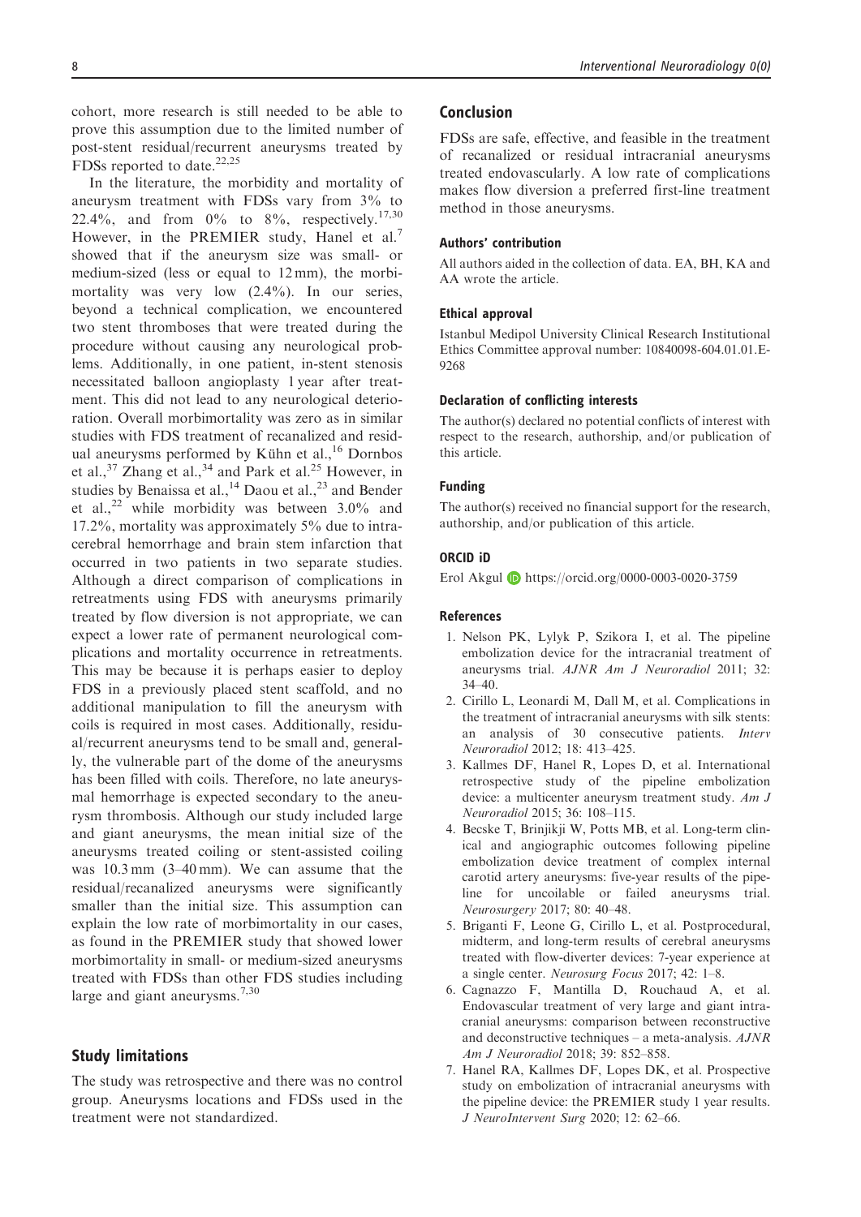cohort, more research is still needed to be able to prove this assumption due to the limited number of post-stent residual/recurrent aneurysms treated by FDSs reported to date.[22,25]

In the literature, the morbidity and mortality of aneurysm treatment with FDSs vary from 3% to 22.4%, and from 0% to 8%, respectively.[17,30] However, in the PREMIER study, Hanel et al.[7] showed that if the aneurysm size was small- or medium-sized (less or equal to 12 mm), the morbimortality was very low (2.4%). In our series, beyond a technical complication, we encountered two stent thromboses that were treated during the procedure without causing any neurological problems. Additionally, in one patient, in-stent stenosis necessitated balloon angioplasty 1 year after treatment. This did not lead to any neurological deterioration. Overall morbimortality was zero as in similar studies with FDS treatment of recanalized and residual aneurysms performed by Kühn et al.,[16] Dornbos et al.,[37] Zhang et al.,[34] and Park et al.[25] However, in studies by Benaissa et al.,[14] Daou et al.,[23] and Bender et al.,[22] while morbidity was between 3.0% and 17.2%, mortality was approximately 5% due to intracerebral hemorrhage and brain stem infarction that occurred in two patients in two separate studies. Although a direct comparison of complications in retreatments using FDS with aneurysms primarily treated by flow diversion is not appropriate, we can expect a lower rate of permanent neurological complications and mortality occurrence in retreatments. This may be because it is perhaps easier to deploy FDS in a previously placed stent scaffold, and no additional manipulation to fill the aneurysm with coils is required in most cases. Additionally, residual/recurrent aneurysms tend to be small and, generally, the vulnerable part of the dome of the aneurysms has been filled with coils. Therefore, no late aneurysmal hemorrhage is expected secondary to the aneurysm thrombosis. Although our study included large and giant aneurysms, the mean initial size of the aneurysms treated coiling or stent-assisted coiling was 10.3 mm (3–40 mm). We can assume that the residual/recanalized aneurysms were significantly smaller than the initial size. This assumption can explain the low rate of morbimortality in our cases, as found in the PREMIER study that showed lower morbimortality in small- or medium-sized aneurysms treated with FDSs than other FDS studies including large and giant aneurysms.[7,30]

## Study limitations

The study was retrospective and there was no control group. Aneurysms locations and FDSs used in the treatment were not standardized.

## Conclusion

FDSs are safe, effective, and feasible in the treatment of recanalized or residual intracranial aneurysms treated endovascularly. A low rate of complications makes flow diversion a preferred first-line treatment method in those aneurysms.

### Authors' contribution

All authors aided in the collection of data. EA, BH, KA and AA wrote the article.

### Ethical approval

Istanbul Medipol University Clinical Research Institutional Ethics Committee approval number: 10840098-604.01.01.E-9268

### Declaration of conflicting interests

The author(s) declared no potential conflicts of interest with respect to the research, authorship, and/or publication of this article.

### Funding

The author(s) received no financial support for the research, authorship, and/or publication of this article.

### ORCID iD

Erol Akgul https://orcid.org/0000-0003-0020-3759

### References

1. Nelson PK, Lylyk P, Szikora I, et al. The pipeline embolization device for the intracranial treatment of aneurysms trial. *AJNR Am J Neuroradiol* 2011; 32: 34–40.
2. Cirillo L, Leonardi M, Dall M, et al. Complications in the treatment of intracranial aneurysms with silk stents: an analysis of 30 consecutive patients. *Interv Neuroradiol* 2012; 18: 413–425.
3. Kallmes DF, Hanel R, Lopes D, et al. International retrospective study of the pipeline embolization device: a multicenter aneurysm treatment study. *Am J Neuroradiol* 2015; 36: 108–115.
4. Becske T, Brinjikji W, Potts MB, et al. Long-term clinical and angiographic outcomes following pipeline embolization device treatment of complex internal carotid artery aneurysms: five-year results of the pipeline for uncoilable or failed aneurysms trial. *Neurosurgery* 2017; 80: 40–48.
5. Briganti F, Leone G, Cirillo L, et al. Postprocedural, midterm, and long-term results of cerebral aneurysms treated with flow-diverter devices: 7-year experience at a single center. *Neurosurg Focus* 2017; 42: 1–8.
6. Cagnazzo F, Mantilla D, Rouchaud A, et al. Endovascular treatment of very large and giant intracranial aneurysms: comparison between reconstructive and deconstructive techniques – a meta-analysis. *AJNR Am J Neuroradiol* 2018; 39: 852–858.
7. Hanel RA, Kallmes DF, Lopes DK, et al. Prospective study on embolization of intracranial aneurysms with the pipeline device: the PREMIER study 1 year results. *J NeuroIntervent Surg* 2020; 12: 62–66.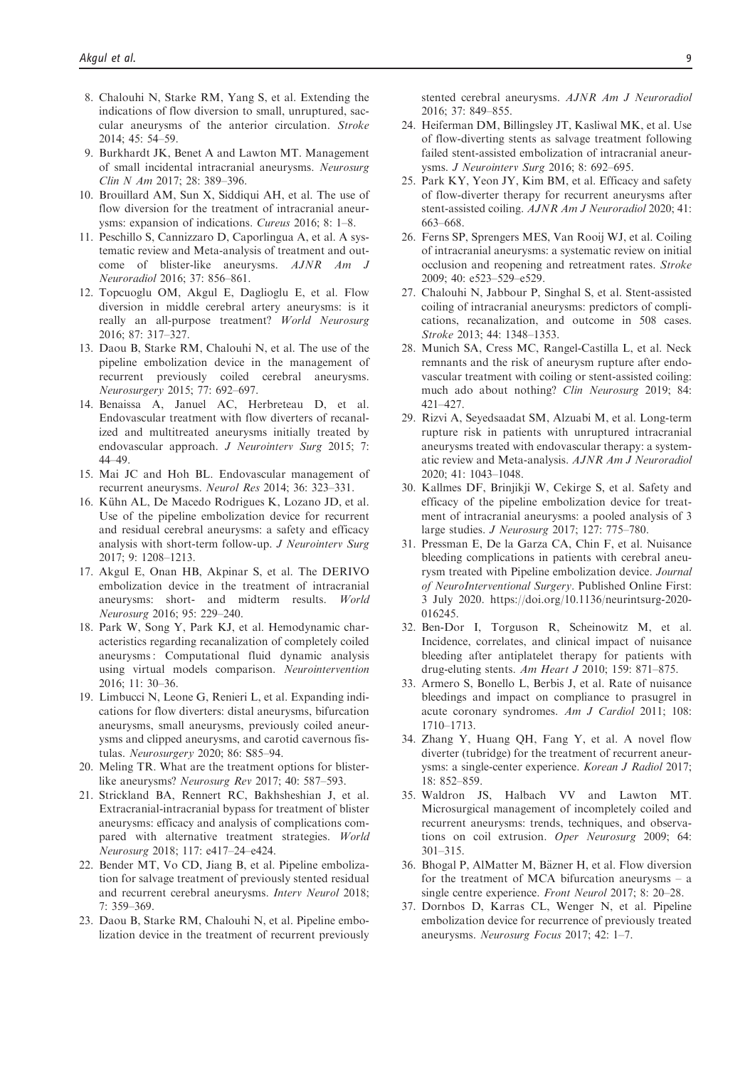8. Chalouhi N, Starke RM, Yang S, et al. Extending the indications of flow diversion to small, unruptured, saccular aneurysms of the anterior circulation. *Stroke* 2014; 45: 54–59.
9. Burkhardt JK, Benet A and Lawton MT. Management of small incidental intracranial aneurysms. *Neurosurg Clin N Am* 2017; 28: 389–396.
10. Brouillard AM, Sun X, Siddiqui AH, et al. The use of flow diversion for the treatment of intracranial aneurysms: expansion of indications. *Cureus* 2016; 8: 1–8.
11. Peschillo S, Cannizzaro D, Caporlingua A, et al. A systematic review and Meta-analysis of treatment and outcome of blister-like aneurysms. *AJNR Am J Neuroradiol* 2016; 37: 856–861.
12. Topcuoglu OM, Akgul E, Daglioglu E, et al. Flow diversion in middle cerebral artery aneurysms: is it really an all-purpose treatment? *World Neurosurg* 2016; 87: 317–327.
13. Daou B, Starke RM, Chalouhi N, et al. The use of the pipeline embolization device in the management of recurrent previously coiled cerebral aneurysms. *Neurosurgery* 2015; 77: 692–697.
14. Benaissa A, Januel AC, Herbreteau D, et al. Endovascular treatment with flow diverters of recanalized and multitreated aneurysms initially treated by endovascular approach. *J Neurointerv Surg* 2015; 7: 44–49.
15. Mai JC and Hoh BL. Endovascular management of recurrent aneurysms. *Neurol Res* 2014; 36: 323–331.
16. Kühn AL, De Macedo Rodrigues K, Lozano JD, et al. Use of the pipeline embolization device for recurrent and residual cerebral aneurysms: a safety and efficacy analysis with short-term follow-up. *J Neurointerv Surg* 2017; 9: 1208–1213.
17. Akgul E, Onan HB, Akpinar S, et al. The DERIVO embolization device in the treatment of intracranial aneurysms: short- and midterm results. *World Neurosurg* 2016; 95: 229–240.
18. Park W, Song Y, Park KJ, et al. Hemodynamic characteristics regarding recanalization of completely coiled aneurysms : Computational fluid dynamic analysis using virtual models comparison. *Neurointervention* 2016; 11: 30–36.
19. Limbucci N, Leone G, Renieri L, et al. Expanding indications for flow diverters: distal aneurysms, bifurcation aneurysms, small aneurysms, previously coiled aneurysms and clipped aneurysms, and carotid cavernous fistulas. *Neurosurgery* 2020; 86: S85–94.
20. Meling TR. What are the treatment options for blister-like aneurysms? *Neurosurg Rev* 2017; 40: 587–593.
21. Strickland BA, Rennert RC, Bakhsheshian J, et al. Extracranial-intracranial bypass for treatment of blister aneurysms: efficacy and analysis of complications compared with alternative treatment strategies. *World Neurosurg* 2018; 117: e417–24–e424.
22. Bender MT, Vo CD, Jiang B, et al. Pipeline embolization for salvage treatment of previously stented residual and recurrent cerebral aneurysms. *Interv Neurol* 2018; 7: 359–369.
23. Daou B, Starke RM, Chalouhi N, et al. Pipeline embolization device in the treatment of recurrent previously stented cerebral aneurysms. *AJNR Am J Neuroradiol* 2016; 37: 849–855.
24. Heiferman DM, Billingsley JT, Kasliwal MK, et al. Use of flow-diverting stents as salvage treatment following failed stent-assisted embolization of intracranial aneurysms. *J Neurointerv Surg* 2016; 8: 692–695.
25. Park KY, Yeon JY, Kim BM, et al. Efficacy and safety of flow-diverter therapy for recurrent aneurysms after stent-assisted coiling. *AJNR Am J Neuroradiol* 2020; 41: 663–668.
26. Ferns SP, Sprengers MES, Van Rooij WJ, et al. Coiling of intracranial aneurysms: a systematic review on initial occlusion and reopening and retreatment rates. *Stroke* 2009; 40: e523–529–e529.
27. Chalouhi N, Jabbour P, Singhal S, et al. Stent-assisted coiling of intracranial aneurysms: predictors of complications, recanalization, and outcome in 508 cases. *Stroke* 2013; 44: 1348–1353.
28. Munich SA, Cress MC, Rangel-Castilla L, et al. Neck remnants and the risk of aneurysm rupture after endovascular treatment with coiling or stent-assisted coiling: much ado about nothing? *Clin Neurosurg* 2019; 84: 421–427.
29. Rizvi A, Seyedsaadat SM, Alzuabi M, et al. Long-term rupture risk in patients with unruptured intracranial aneurysms treated with endovascular therapy: a systematic review and Meta-analysis. *AJNR Am J Neuroradiol* 2020; 41: 1043–1048.
30. Kallmes DF, Brinjikji W, Cekirge S, et al. Safety and efficacy of the pipeline embolization device for treatment of intracranial aneurysms: a pooled analysis of 3 large studies. *J Neurosurg* 2017; 127: 775–780.
31. Pressman E, De la Garza CA, Chin F, et al. Nuisance bleeding complications in patients with cerebral aneurysm treated with Pipeline embolization device. *Journal of NeuroInterventional Surgery*. Published Online First: 3 July 2020. https://doi.org/10.1136/neurintsurg-2020-016245.
32. Ben-Dor I, Torguson R, Scheinowitz M, et al. Incidence, correlates, and clinical impact of nuisance bleeding after antiplatelet therapy for patients with drug-eluting stents. *Am Heart J* 2010; 159: 871–875.
33. Armero S, Bonello L, Berbis J, et al. Rate of nuisance bleedings and impact on compliance to prasugrel in acute coronary syndromes. *Am J Cardiol* 2011; 108: 1710–1713.
34. Zhang Y, Huang QH, Fang Y, et al. A novel flow diverter (tubridge) for the treatment of recurrent aneurysms: a single-center experience. *Korean J Radiol* 2017; 18: 852–859.
35. Waldron JS, Halbach VV and Lawton MT. Microsurgical management of incompletely coiled and recurrent aneurysms: trends, techniques, and observations on coil extrusion. *Oper Neurosurg* 2009; 64: 301–315.
36. Bhogal P, AlMatter M, Bäzner H, et al. Flow diversion for the treatment of MCA bifurcation aneurysms – a single centre experience. *Front Neurol* 2017; 8: 20–28.
37. Dornbos D, Karras CL, Wenger N, et al. Pipeline embolization device for recurrence of previously treated aneurysms. *Neurosurg Focus* 2017; 42: 1–7.